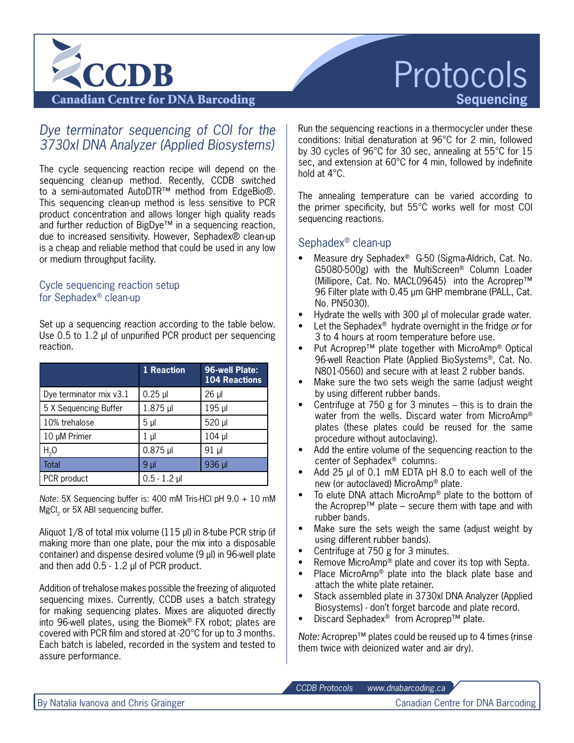# Dye terminator sequencing of COI for the 3730xl DNA Analyzer (Applied Biosystems)

The cycle sequencing reaction recipe will depend on the sequencing clean-up method. Recently, CCDB switched to a semi-automated AutoDTR™ method from EdgeBio®. This sequencing clean-up method is less sensitive to PCR product concentration and allows longer high quality reads and further reduction of BigDye™ in a sequencing reaction, due to increased sensitivity. However, Sephadex® clean-up is a cheap and reliable method that could be used in any low or medium throughput facility.

## Cycle sequencing reaction setup for Sephadex® clean-up

Set up a sequencing reaction according to the table below. Use 0.5 to 1.2 µl of unpurified PCR product per sequencing reaction.

| | 1 Reaction | 96-well Plate: 104 Reactions |
|---|---|---|
| Dye terminator mix v3.1 | 0.25 µl | 26 µl |
| 5 X Sequencing Buffer | 1.875 µl | 195 µl |
| 10% trehalose | 5 µl | 520 µl |
| 10 µM Primer | 1 µl | 104 µl |
| $H_2O$ | 0.875 µl | 91 µl |
| Total | 9 µl | 936 µl |
| PCR product | 0.5 - 1.2 µl | |

*Note:* 5X Sequencing buffer is: 400 mM Tris-HCl pH 9.0 + 10 mM $MgCl_2$ or 5X ABI sequencing buffer.

Aliquot 1/8 of total mix volume (115 µl) in 8-tube PCR strip (if making more than one plate, pour the mix into a disposable container) and dispense desired volume (9 µl) in 96-well plate and then add 0.5 - 1.2 µl of PCR product.

Addition of trehalose makes possible the freezing of aliquoted sequencing mixes. Currently, CCDB uses a batch strategy for making sequencing plates. Mixes are aliquoted directly into 96-well plates, using the Biomek® FX robot; plates are covered with PCR film and stored at -20°C for up to 3 months. Each batch is labeled, recorded in the system and tested to assure performance.

Run the sequencing reactions in a thermocycler under these conditions: Initial denaturation at 96°C for 2 min, followed by 30 cycles of 96°C for 30 sec, annealing at 55°C for 15 sec, and extension at 60°C for 4 min, followed by indefinite hold at 4°C.

The annealing temperature can be varied according to the primer specificity, but 55°C works well for most COI sequencing reactions.

## Sephadex® clean-up

- Measure dry Sephadex® G-50 (Sigma-Aldrich, Cat. No. G5080-500g) with the MultiScreen® Column Loader (Millipore, Cat. No. MACL09645) into the Acroprep™ 96 Filter plate with 0.45 µm GHP membrane (PALL, Cat. No. PN5030).
- Hydrate the wells with 300 µl of molecular grade water.
- Let the Sephadex® hydrate overnight in the fridge *or* for 3 to 4 hours at room temperature before use.
- Put Acroprep™ plate together with MicroAmp® Optical 96-well Reaction Plate (Applied BioSystems®, Cat. No. N801-0560) and secure with at least 2 rubber bands.
- Make sure the two sets weigh the same (adjust weight by using different rubber bands).
- Centrifuge at 750 g for 3 minutes – this is to drain the water from the wells. Discard water from MicroAmp® plates (these plates could be reused for the same procedure without autoclaving).
- Add the entire volume of the sequencing reaction to the center of Sephadex® columns.
- Add 25 µl of 0.1 mM EDTA pH 8.0 to each well of the new (or autoclaved) MicroAmp® plate.
- To elute DNA attach MicroAmp® plate to the bottom of the Acroprep™ plate – secure them with tape and with rubber bands.
- Make sure the sets weigh the same (adjust weight by using different rubber bands).
- Centrifuge at 750 g for 3 minutes.
- Remove MicroAmp® plate and cover its top with Septa.
- Place MicroAmp® plate into the black plate base and attach the white plate retainer.
- Stack assembled plate in 3730xl DNA Analyzer (Applied Biosystems) - don't forget barcode and plate record.
- Discard Sephadex® from Acroprep™ plate.

*Note:* Acroprep™ plates could be reused up to 4 times (rinse them twice with deionized water and air dry).

By Natalia Ivanova and Chris Grainger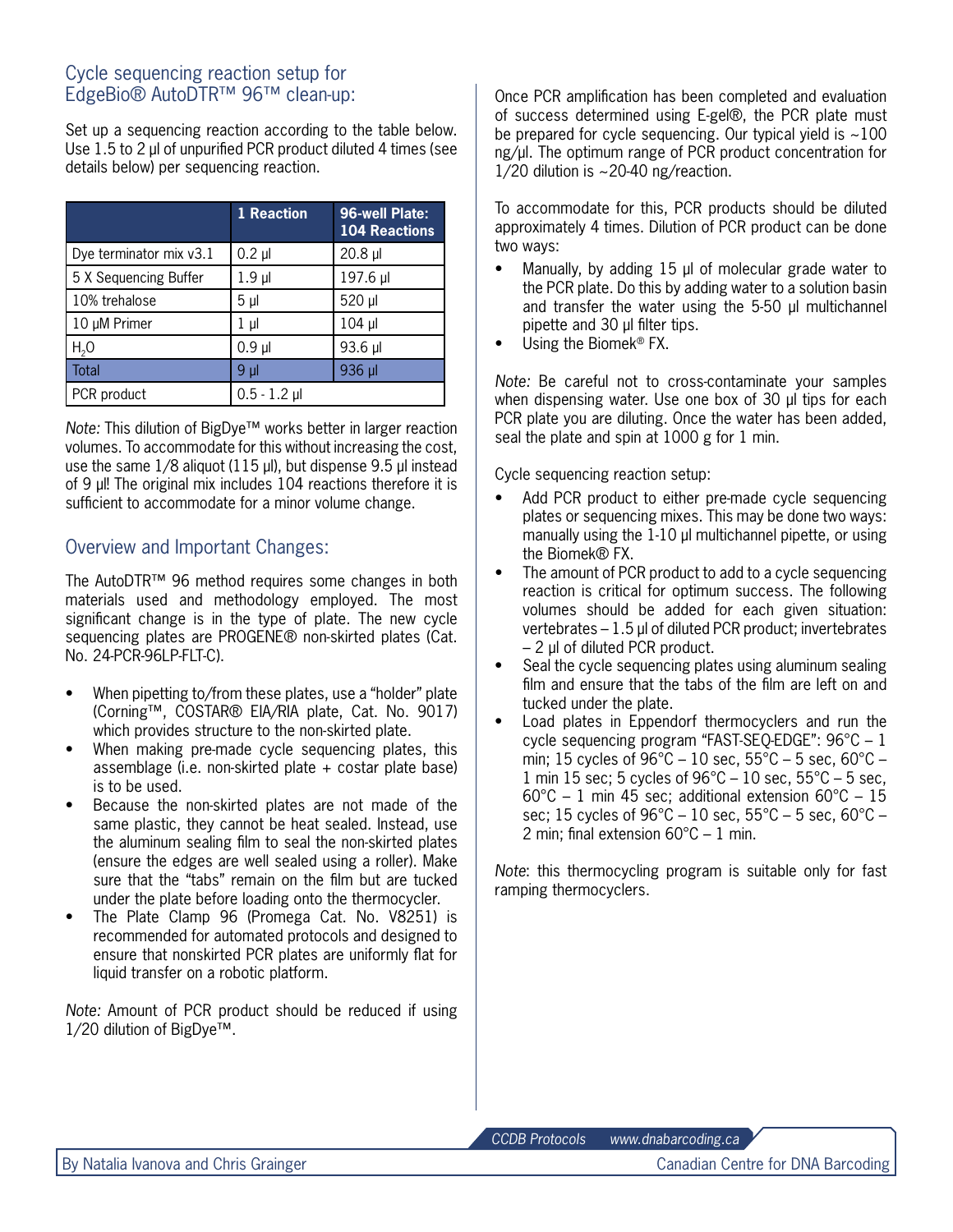## Cycle sequencing reaction setup for EdgeBio® AutoDTR™ 96™ clean-up:

Set up a sequencing reaction according to the table below. Use 1.5 to 2 µl of unpurified PCR product diluted 4 times (see details below) per sequencing reaction.

| | 1 Reaction | 96-well Plate: 104 Reactions |
|---|---|---|
| Dye terminator mix v3.1 | 0.2 µl | 20.8 µl |
| 5 X Sequencing Buffer | 1.9 µl | 197.6 µl |
| 10% trehalose | 5 µl | 520 µl |
| 10 µM Primer | 1 µl | 104 µl |
| $H_2O$ | 0.9 µl | 93.6 µl |
| Total | 9 µl | 936 µl |
| PCR product | 0.5 - 1.2 µl | |

*Note:* This dilution of BigDye™ works better in larger reaction volumes. To accommodate for this without increasing the cost, use the same 1/8 aliquot (115 µl), but dispense 9.5 µl instead of 9 µl! The original mix includes 104 reactions therefore it is sufficient to accommodate for a minor volume change.

## Overview and Important Changes:

The AutoDTR™ 96 method requires some changes in both materials used and methodology employed. The most significant change is in the type of plate. The new cycle sequencing plates are PROGENE® non-skirted plates (Cat. No. 24-PCR-96LP-FLT-C).

- When pipetting to/from these plates, use a "holder" plate (Corning™, COSTAR® EIA/RIA plate, Cat. No. 9017) which provides structure to the non-skirted plate.
- When making pre-made cycle sequencing plates, this assemblage (i.e. non-skirted plate + costar plate base) is to be used.
- Because the non-skirted plates are not made of the same plastic, they cannot be heat sealed. Instead, use the aluminum sealing film to seal the non-skirted plates (ensure the edges are well sealed using a roller). Make sure that the "tabs" remain on the film but are tucked under the plate before loading onto the thermocycler.
- The Plate Clamp 96 (Promega Cat. No. V8251) is recommended for automated protocols and designed to ensure that nonskirted PCR plates are uniformly flat for liquid transfer on a robotic platform.

*Note:* Amount of PCR product should be reduced if using 1/20 dilution of BigDye™.

Once PCR amplification has been completed and evaluation of success determined using E-gel®, the PCR plate must be prepared for cycle sequencing. Our typical yield is ~100 ng/µl. The optimum range of PCR product concentration for 1/20 dilution is ~20-40 ng/reaction.

To accommodate for this, PCR products should be diluted approximately 4 times. Dilution of PCR product can be done two ways:

- Manually, by adding 15 µl of molecular grade water to the PCR plate. Do this by adding water to a solution basin and transfer the water using the 5-50 µl multichannel pipette and 30 µl filter tips.
- Using the Biomek® FX.

*Note:* Be careful not to cross-contaminate your samples when dispensing water. Use one box of 30 µl tips for each PCR plate you are diluting. Once the water has been added, seal the plate and spin at 1000 g for 1 min.

Cycle sequencing reaction setup:

- Add PCR product to either pre-made cycle sequencing plates or sequencing mixes. This may be done two ways: manually using the 1-10 µl multichannel pipette, or using the Biomek® FX.
- The amount of PCR product to add to a cycle sequencing reaction is critical for optimum success. The following volumes should be added for each given situation: vertebrates – 1.5 µl of diluted PCR product; invertebrates – 2 µl of diluted PCR product.
- Seal the cycle sequencing plates using aluminum sealing film and ensure that the tabs of the film are left on and tucked under the plate.
- Load plates in Eppendorf thermocyclers and run the cycle sequencing program "FAST-SEQ-EDGE": 96°C – 1 min; 15 cycles of 96°C – 10 sec, 55°C – 5 sec, 60°C – 1 min 15 sec; 5 cycles of 96°C – 10 sec, 55°C – 5 sec, 60°C – 1 min 45 sec; additional extension 60°C – 15 sec; 15 cycles of 96°C – 10 sec, 55°C – 5 sec, 60°C – 2 min; final extension 60°C – 1 min.

*Note*: this thermocycling program is suitable only for fast ramping thermocyclers.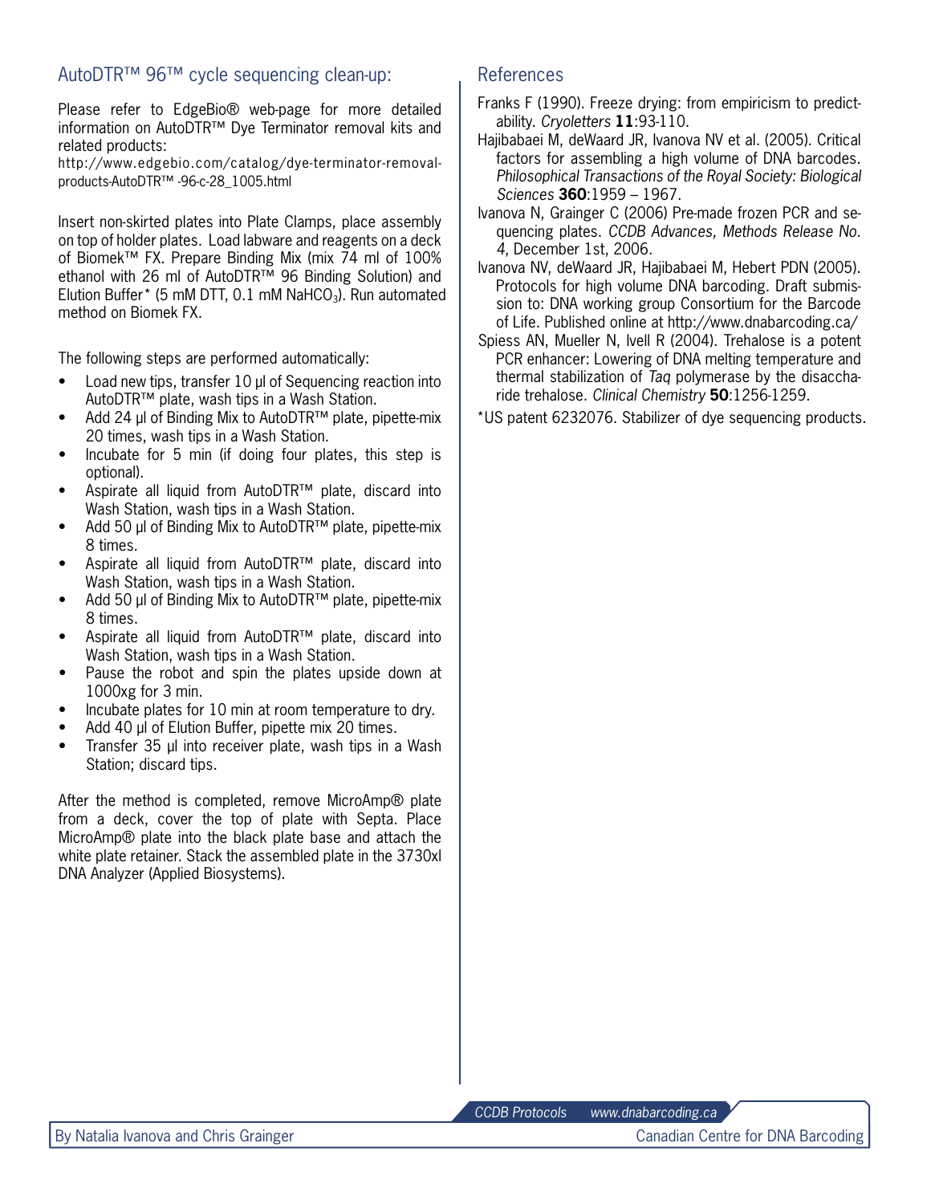## AutoDTR™ 96™ cycle sequencing clean-up:

Please refer to EdgeBio® web-page for more detailed information on AutoDTR™ Dye Terminator removal kits and related products:
http://www.edgebio.com/catalog/dye-terminator-removal-products-AutoDTR™ -96-c-28_1005.html

Insert non-skirted plates into Plate Clamps, place assembly on top of holder plates. Load labware and reagents on a deck of Biomek™ FX. Prepare Binding Mix (mix 74 ml of 100% ethanol with 26 ml of AutoDTR™ 96 Binding Solution) and Elution Buffer* (5 mM DTT, 0.1 mM $NaHCO_3$). Run automated method on Biomek FX.

The following steps are performed automatically:

- Load new tips, transfer 10 µl of Sequencing reaction into AutoDTR™ plate, wash tips in a Wash Station.
- Add 24 µl of Binding Mix to AutoDTR™ plate, pipette-mix 20 times, wash tips in a Wash Station.
- Incubate for 5 min (if doing four plates, this step is optional).
- Aspirate all liquid from AutoDTR™ plate, discard into Wash Station, wash tips in a Wash Station.
- Add 50 µl of Binding Mix to AutoDTR™ plate, pipette-mix 8 times.
- Aspirate all liquid from AutoDTR™ plate, discard into Wash Station, wash tips in a Wash Station.
- Add 50 µl of Binding Mix to AutoDTR™ plate, pipette-mix 8 times.
- Aspirate all liquid from AutoDTR™ plate, discard into Wash Station, wash tips in a Wash Station.
- Pause the robot and spin the plates upside down at 1000xg for 3 min.
- Incubate plates for 10 min at room temperature to dry.
- Add 40 µl of Elution Buffer, pipette mix 20 times.
- Transfer 35 µl into receiver plate, wash tips in a Wash Station; discard tips.

After the method is completed, remove MicroAmp® plate from a deck, cover the top of plate with Septa. Place MicroAmp® plate into the black plate base and attach the white plate retainer. Stack the assembled plate in the 3730xl DNA Analyzer (Applied Biosystems).

## References

Franks F (1990). Freeze drying: from empiricism to predictability. *Cryoletters* **11**:93-110.

Hajibabaei M, deWaard JR, Ivanova NV et al. (2005). Critical factors for assembling a high volume of DNA barcodes. *Philosophical Transactions of the Royal Society: Biological Sciences* **360**:1959 – 1967.

Ivanova N, Grainger C (2006) Pre-made frozen PCR and sequencing plates. *CCDB Advances, Methods Release No. 4*, December 1st, 2006.

Ivanova NV, deWaard JR, Hajibabaei M, Hebert PDN (2005). Protocols for high volume DNA barcoding. Draft submission to: DNA working group Consortium for the Barcode of Life. Published online at http://www.dnabarcoding.ca/

Spiess AN, Mueller N, Ivell R (2004). Trehalose is a potent PCR enhancer: Lowering of DNA melting temperature and thermal stabilization of *Taq* polymerase by the disaccharide trehalose. *Clinical Chemistry* **50**:1256-1259.

*US patent 6232076. Stabilizer of dye sequencing products.